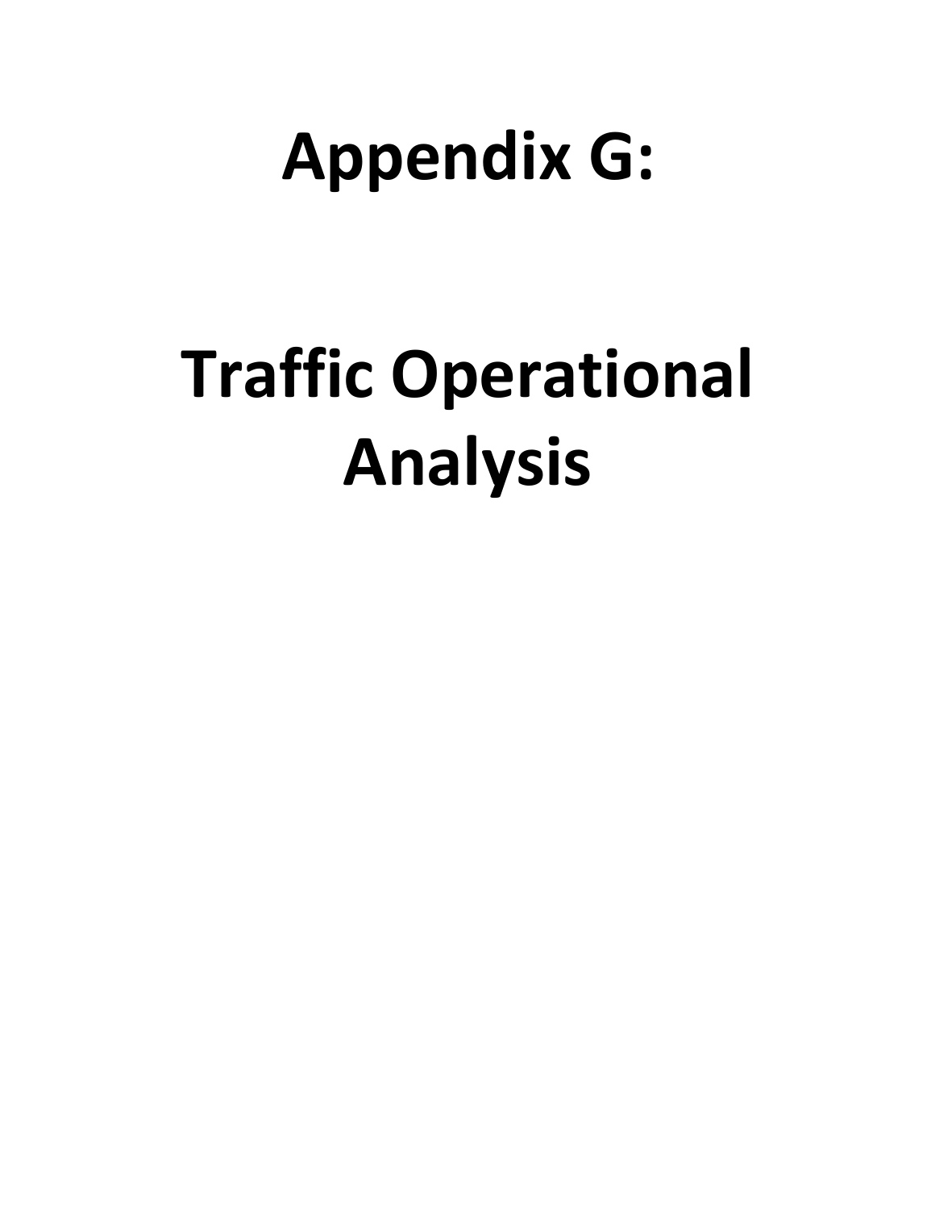# Appendix G:

# Traffic Operational Analysis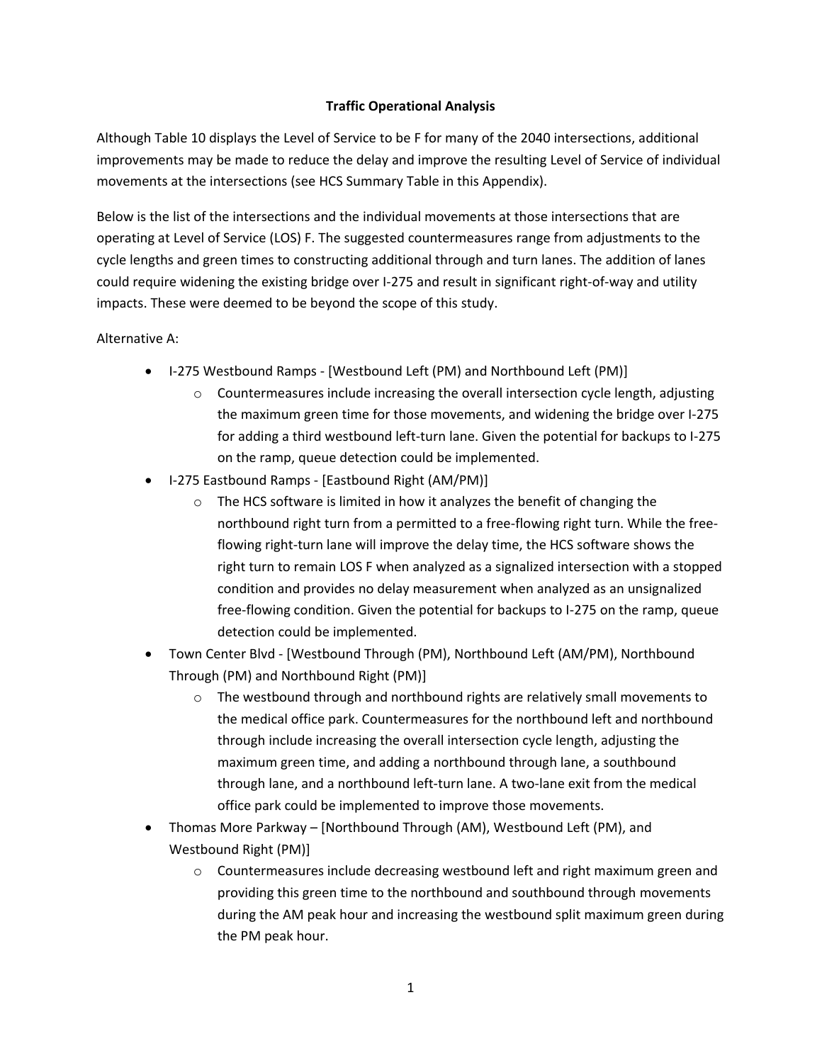## Traffic Operational Analysis

Although Table 10 displays the Level of Service to be F for many of the 2040 intersections, additional improvements may be made to reduce the delay and improve the resulting Level of Service of individual movements at the intersections (see HCS Summary Table in this Appendix).

Below is the list of the intersections and the individual movements at those intersections that are operating at Level of Service (LOS) F. The suggested countermeasures range from adjustments to the cycle lengths and green times to constructing additional through and turn lanes. The addition of lanes could require widening the existing bridge over I-275 and result in significant right-of-way and utility impacts. These were deemed to be beyond the scope of this study.

Alternative A:

- I-275 Westbound Ramps - [Westbound Left (PM) and Northbound Left (PM)]
  - Countermeasures include increasing the overall intersection cycle length, adjusting the maximum green time for those movements, and widening the bridge over I-275 for adding a third westbound left-turn lane. Given the potential for backups to I-275 on the ramp, queue detection could be implemented.
- I-275 Eastbound Ramps - [Eastbound Right (AM/PM)]
  - The HCS software is limited in how it analyzes the benefit of changing the northbound right turn from a permitted to a free-flowing right turn. While the free-flowing right-turn lane will improve the delay time, the HCS software shows the right turn to remain LOS F when analyzed as a signalized intersection with a stopped condition and provides no delay measurement when analyzed as an unsignalized free-flowing condition. Given the potential for backups to I-275 on the ramp, queue detection could be implemented.
- Town Center Blvd - [Westbound Through (PM), Northbound Left (AM/PM), Northbound Through (PM) and Northbound Right (PM)]
  - The westbound through and northbound rights are relatively small movements to the medical office park. Countermeasures for the northbound left and northbound through include increasing the overall intersection cycle length, adjusting the maximum green time, and adding a northbound through lane, a southbound through lane, and a northbound left-turn lane. A two-lane exit from the medical office park could be implemented to improve those movements.
- Thomas More Parkway – [Northbound Through (AM), Westbound Left (PM), and Westbound Right (PM)]
  - Countermeasures include decreasing westbound left and right maximum green and providing this green time to the northbound and southbound through movements during the AM peak hour and increasing the westbound split maximum green during the PM peak hour.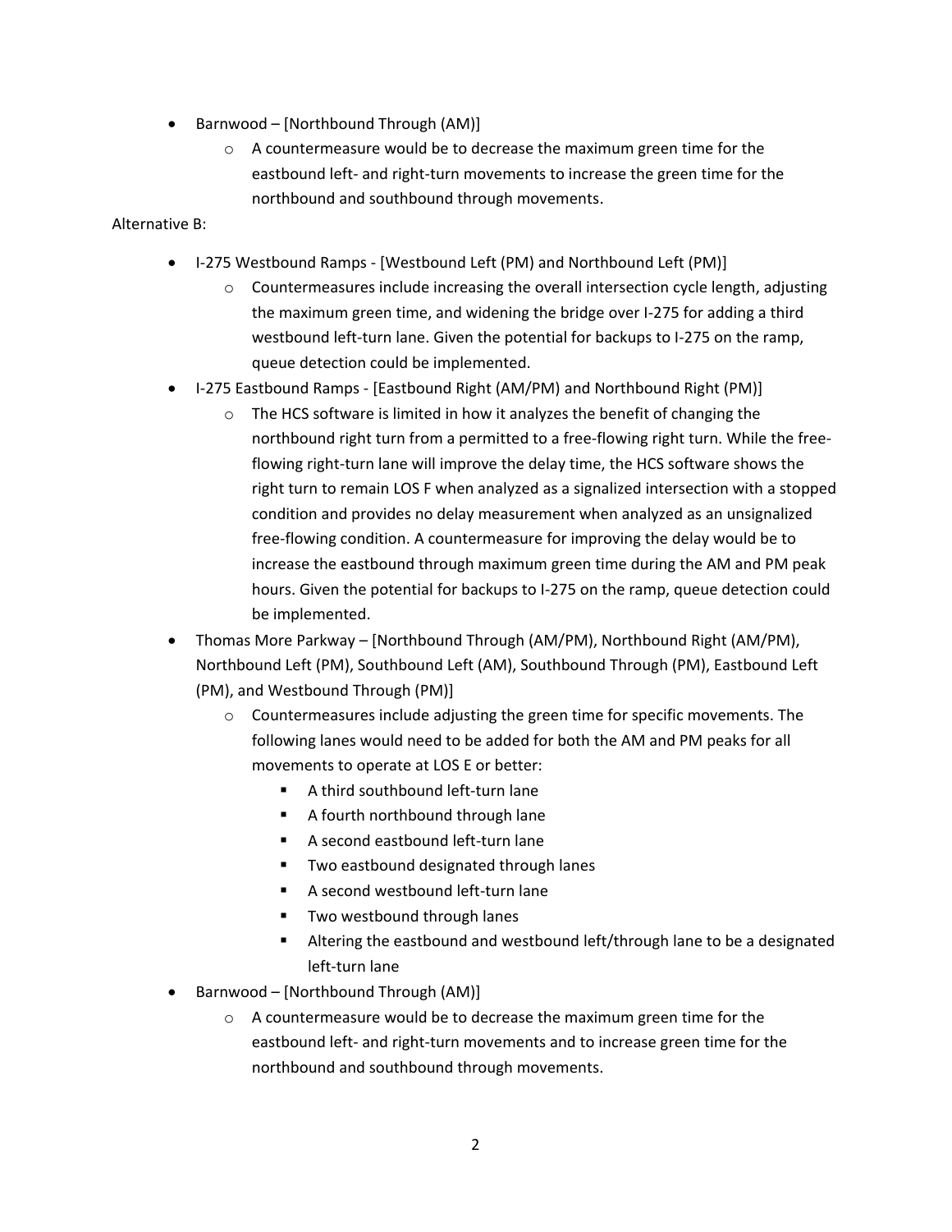- Barnwood – [Northbound Through (AM)]
  - A countermeasure would be to decrease the maximum green time for the eastbound left- and right-turn movements to increase the green time for the northbound and southbound through movements.

Alternative B:

- I-275 Westbound Ramps - [Westbound Left (PM) and Northbound Left (PM)]
  - Countermeasures include increasing the overall intersection cycle length, adjusting the maximum green time, and widening the bridge over I-275 for adding a third westbound left-turn lane. Given the potential for backups to I-275 on the ramp, queue detection could be implemented.
- I-275 Eastbound Ramps - [Eastbound Right (AM/PM) and Northbound Right (PM)]
  - The HCS software is limited in how it analyzes the benefit of changing the northbound right turn from a permitted to a free-flowing right turn. While the free-flowing right-turn lane will improve the delay time, the HCS software shows the right turn to remain LOS F when analyzed as a signalized intersection with a stopped condition and provides no delay measurement when analyzed as an unsignalized free-flowing condition. A countermeasure for improving the delay would be to increase the eastbound through maximum green time during the AM and PM peak hours. Given the potential for backups to I-275 on the ramp, queue detection could be implemented.
- Thomas More Parkway – [Northbound Through (AM/PM), Northbound Right (AM/PM), Northbound Left (PM), Southbound Left (AM), Southbound Through (PM), Eastbound Left (PM), and Westbound Through (PM)]
  - Countermeasures include adjusting the green time for specific movements. The following lanes would need to be added for both the AM and PM peaks for all movements to operate at LOS E or better:
    - A third southbound left-turn lane
    - A fourth northbound through lane
    - A second eastbound left-turn lane
    - Two eastbound designated through lanes
    - A second westbound left-turn lane
    - Two westbound through lanes
    - Altering the eastbound and westbound left/through lane to be a designated left-turn lane
- Barnwood – [Northbound Through (AM)]
  - A countermeasure would be to decrease the maximum green time for the eastbound left- and right-turn movements and to increase green time for the northbound and southbound through movements.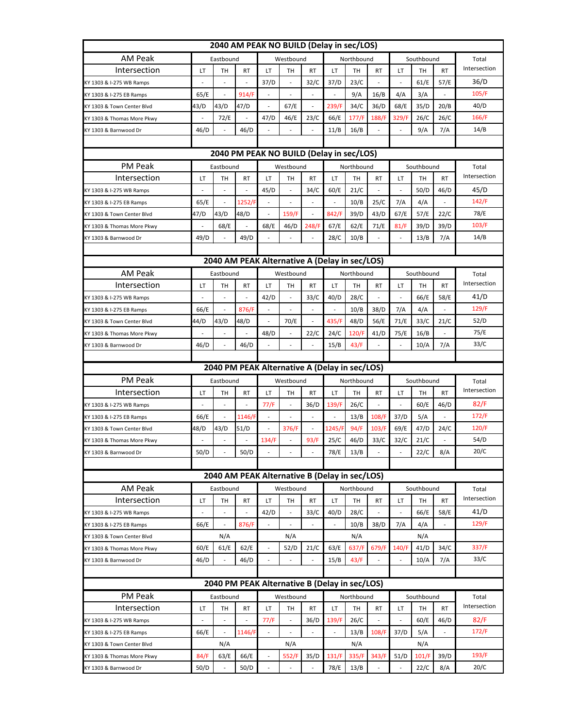## 2040 AM PEAK NO BUILD (Delay in sec/LOS)

| AM Peak | Eastbound | | | Westbound | | | Northbound | | | Southbound | | | Total |
|---|---|---|---|---|---|---|---|---|---|---|---|---|---|
| Intersection | LT | TH | RT | LT | TH | RT | LT | TH | RT | LT | TH | RT | Intersection |
| KY 1303 & I-275 WB Ramps | - | - | - | 37/D | - | 32/C | 37/D | 23/C | - | - | 61/E | 57/E | 36/D |
| KY 1303 & I-275 EB Ramps | 65/E | - | 914/F | - | - | - | - | 9/A | 16/B | 4/A | 3/A | - | 105/F |
| KY 1303 & Town Center Blvd | 43/D | 43/D | 47/D | - | 67/E | - | 239/F | 34/C | 36/D | 68/E | 35/D | 20/B | 40/D |
| KY 1303 & Thomas More Pkwy | - | 72/E | - | 47/D | 46/E | 23/C | 66/E | 177/F | 188/F | 329/F | 26/C | 26/C | 166/F |
| KY 1303 & Barnwood Dr | 46/D | - | 46/D | - | - | - | 11/B | 16/B | - | - | 9/A | 7/A | 14/B |

## 2040 PM PEAK NO BUILD (Delay in sec/LOS)

| PM Peak | Eastbound | | | Westbound | | | Northbound | | | Southbound | | | Total |
|---|---|---|---|---|---|---|---|---|---|---|---|---|---|
| Intersection | LT | TH | RT | LT | TH | RT | LT | TH | RT | LT | TH | RT | Intersection |
| KY 1303 & I-275 WB Ramps | - | - | - | 45/D | - | 34/C | 60/E | 21/C | - | - | 50/D | 46/D | 45/D |
| KY 1303 & I-275 EB Ramps | 65/E | - | 1252/F | - | - | - | - | 10/B | 25/C | 7/A | 4/A | - | 142/F |
| KY 1303 & Town Center Blvd | 47/D | 43/D | 48/D | - | 159/F | - | 842/F | 39/D | 43/D | 67/E | 57/E | 22/C | 78/E |
| KY 1303 & Thomas More Pkwy | - | 68/E | - | 68/E | 46/D | 248/F | 67/E | 62/E | 71/E | 81/F | 39/D | 39/D | 103/F |
| KY 1303 & Barnwood Dr | 49/D | - | 49/D | - | - | - | 28/C | 10/B | - | - | 13/B | 7/A | 14/B |

## 2040 AM PEAK Alternative A (Delay in sec/LOS)

| AM Peak | Eastbound | | | Westbound | | | Northbound | | | Southbound | | | Total |
|---|---|---|---|---|---|---|---|---|---|---|---|---|---|
| Intersection | LT | TH | RT | LT | TH | RT | LT | TH | RT | LT | TH | RT | Intersection |
| KY 1303 & I-275 WB Ramps | - | - | - | 42/D | - | 33/C | 40/D | 28/C | - | - | 66/E | 58/E | 41/D |
| KY 1303 & I-275 EB Ramps | 66/E | - | 876/F | - | - | - | - | 10/B | 38/D | 7/A | 4/A | - | 129/F |
| KY 1303 & Town Center Blvd | 44/D | 43/D | 48/D | - | 70/E | - | 435/F | 48/D | 56/E | 71/E | 33/C | 21/C | 52/D |
| KY 1303 & Thomas More Pkwy | - | - | - | 48/D | - | 22/C | 24/C | 120/F | 41/D | 75/E | 16/B | - | 75/E |
| KY 1303 & Barnwood Dr | 46/D | - | 46/D | - | - | - | 15/B | 43/F | - | - | 10/A | 7/A | 33/C |

## 2040 PM PEAK Alternative A (Delay in sec/LOS)

| PM Peak | Eastbound | | | Westbound | | | Northbound | | | Southbound | | | Total |
|---|---|---|---|---|---|---|---|---|---|---|---|---|---|
| Intersection | LT | TH | RT | LT | TH | RT | LT | TH | RT | LT | TH | RT | Intersection |
| KY 1303 & I-275 WB Ramps | - | - | - | 77/F | - | 36/D | 139/F | 26/C | - | - | 60/E | 46/D | 82/F |
| KY 1303 & I-275 EB Ramps | 66/E | - | 1146/F | - | - | - | - | 13/B | 108/F | 37/D | 5/A | - | 172/F |
| KY 1303 & Town Center Blvd | 48/D | 43/D | 51/D | - | 376/F | - | 1245/F | 94/F | 103/F | 69/E | 47/D | 24/C | 120/F |
| KY 1303 & Thomas More Pkwy | - | - | - | 134/F | - | 93/F | 25/C | 46/D | 33/C | 32/C | 21/C | - | 54/D |
| KY 1303 & Barnwood Dr | 50/D | - | 50/D | - | - | - | 78/E | 13/B | - | - | 22/C | 8/A | 20/C |

## 2040 AM PEAK Alternative B (Delay in sec/LOS)

| AM Peak | Eastbound | | | Westbound | | | Northbound | | | Southbound | | | Total |
|---|---|---|---|---|---|---|---|---|---|---|---|---|---|
| Intersection | LT | TH | RT | LT | TH | RT | LT | TH | RT | LT | TH | RT | Intersection |
| KY 1303 & I-275 WB Ramps | - | - | - | 42/D | - | 33/C | 40/D | 28/C | - | - | 66/E | 58/E | 41/D |
| KY 1303 & I-275 EB Ramps | 66/E | - | 876/F | - | - | - | - | 10/B | 38/D | 7/A | 4/A | - | 129/F |
| KY 1303 & Town Center Blvd | | N/A | | | N/A | | | N/A | | | N/A | | |
| KY 1303 & Thomas More Pkwy | 60/E | 61/E | 62/E | - | 52/D | 21/C | 63/E | 637/F | 679/F | 140/F | 41/D | 34/C | 337/F |
| KY 1303 & Barnwood Dr | 46/D | - | 46/D | - | - | - | 15/B | 43/F | - | - | 10/A | 7/A | 33/C |

## 2040 PM PEAK Alternative B (Delay in sec/LOS)

| PM Peak | Eastbound | | | Westbound | | | Northbound | | | Southbound | | | Total |
|---|---|---|---|---|---|---|---|---|---|---|---|---|---|
| Intersection | LT | TH | RT | LT | TH | RT | LT | TH | RT | LT | TH | RT | Intersection |
| KY 1303 & I-275 WB Ramps | - | - | - | 77/F | - | 36/D | 139/F | 26/C | - | - | 60/E | 46/D | 82/F |
| KY 1303 & I-275 EB Ramps | 66/E | - | 1146/F | - | - | - | - | 13/B | 108/F | 37/D | 5/A | - | 172/F |
| KY 1303 & Town Center Blvd | | N/A | | | N/A | | | N/A | | | N/A | | |
| KY 1303 & Thomas More Pkwy | 84/F | 63/E | 66/E | - | 552/F | 35/D | 131/F | 335/F | 343/F | 51/D | 101/F | 39/D | 193/F |
| KY 1303 & Barnwood Dr | 50/D | - | 50/D | - | - | - | 78/E | 13/B | - | - | 22/C | 8/A | 20/C |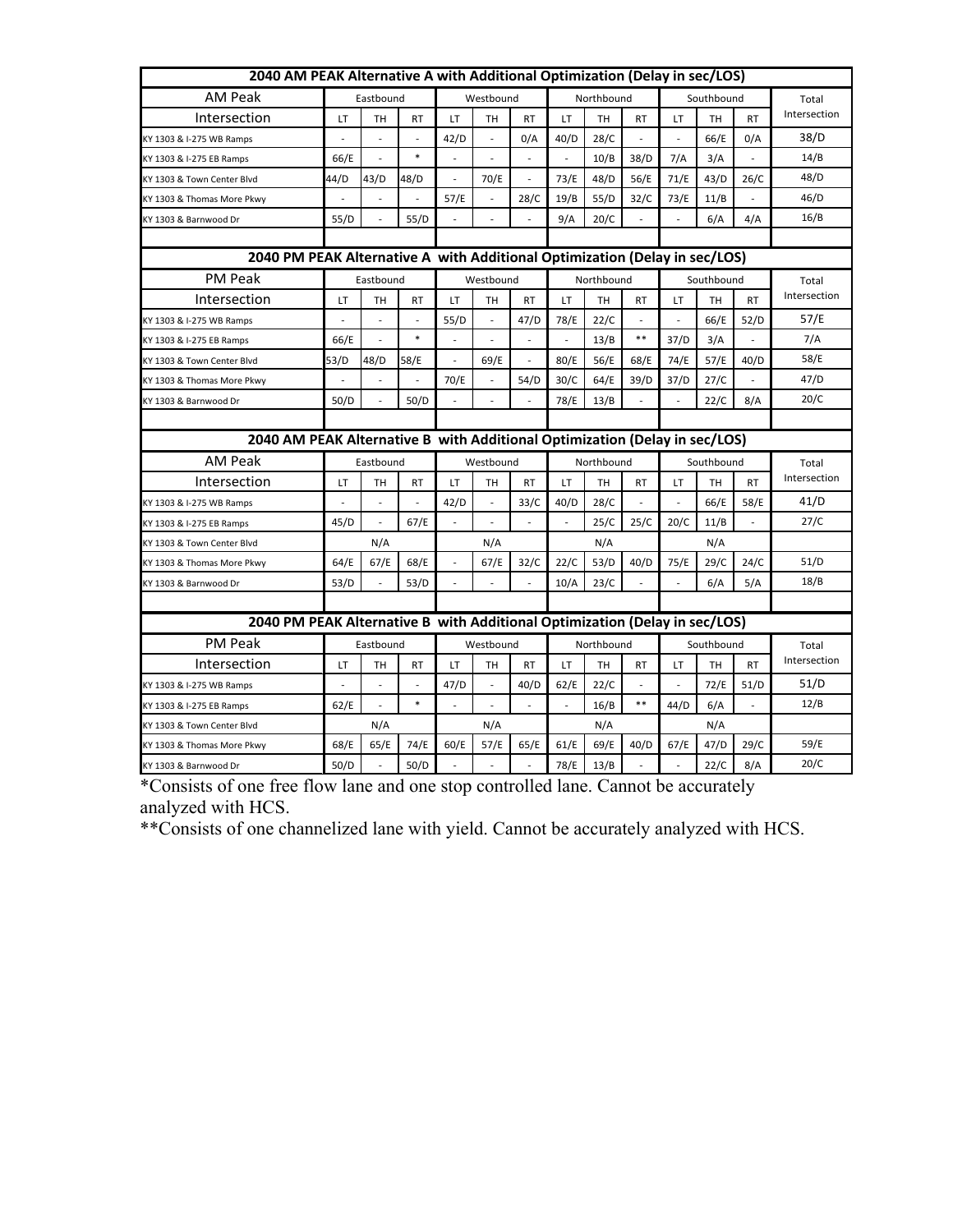| 2040 AM PEAK Alternative A with Additional Optimization (Delay in sec/LOS) | | | | | | | | | | | | | |
|---|---|---|---|---|---|---|---|---|---|---|---|---|---|
| AM Peak | Eastbound | | | Westbound | | | Northbound | | | Southbound | | | Total |
| Intersection | LT | TH | RT | LT | TH | RT | LT | TH | RT | LT | TH | RT | Intersection |
| KY 1303 & I-275 WB Ramps | - | - | - | 42/D | - | 0/A | 40/D | 28/C | - | - | 66/E | 0/A | 38/D |
| KY 1303 & I-275 EB Ramps | 66/E | - | * | - | - | - | - | 10/B | 38/D | 7/A | 3/A | - | 14/B |
| KY 1303 & Town Center Blvd | 44/D | 43/D | 48/D | - | 70/E | - | 73/E | 48/D | 56/E | 71/E | 43/D | 26/C | 48/D |
| KY 1303 & Thomas More Pkwy | - | - | - | 57/E | - | 28/C | 19/B | 55/D | 32/C | 73/E | 11/B | - | 46/D |
| KY 1303 & Barnwood Dr | 55/D | - | 55/D | - | - | - | 9/A | 20/C | - | - | 6/A | 4/A | 16/B |

| 2040 PM PEAK Alternative A with Additional Optimization (Delay in sec/LOS) | | | | | | | | | | | | | |
|---|---|---|---|---|---|---|---|---|---|---|---|---|---|
| PM Peak | Eastbound | | | Westbound | | | Northbound | | | Southbound | | | Total |
| Intersection | LT | TH | RT | LT | TH | RT | LT | TH | RT | LT | TH | RT | Intersection |
| KY 1303 & I-275 WB Ramps | - | - | - | 55/D | - | 47/D | 78/E | 22/C | - | - | 66/E | 52/D | 57/E |
| KY 1303 & I-275 EB Ramps | 66/E | - | * | - | - | - | - | 13/B | ** | 37/D | 3/A | - | 7/A |
| KY 1303 & Town Center Blvd | 53/D | 48/D | 58/E | - | 69/E | - | 80/E | 56/E | 68/E | 74/E | 57/E | 40/D | 58/E |
| KY 1303 & Thomas More Pkwy | - | - | - | 70/E | - | 54/D | 30/C | 64/E | 39/D | 37/D | 27/C | - | 47/D |
| KY 1303 & Barnwood Dr | 50/D | - | 50/D | - | - | - | 78/E | 13/B | - | - | 22/C | 8/A | 20/C |

| 2040 AM PEAK Alternative B with Additional Optimization (Delay in sec/LOS) | | | | | | | | | | | | | |
|---|---|---|---|---|---|---|---|---|---|---|---|---|---|
| AM Peak | Eastbound | | | Westbound | | | Northbound | | | Southbound | | | Total |
| Intersection | LT | TH | RT | LT | TH | RT | LT | TH | RT | LT | TH | RT | Intersection |
| KY 1303 & I-275 WB Ramps | - | - | - | 42/D | - | 33/C | 40/D | 28/C | - | - | 66/E | 58/E | 41/D |
| KY 1303 & I-275 EB Ramps | 45/D | - | 67/E | - | - | - | - | 25/C | 25/C | 20/C | 11/B | - | 27/C |
| KY 1303 & Town Center Blvd | N/A | | | N/A | | | N/A | | | N/A | | | |
| KY 1303 & Thomas More Pkwy | 64/E | 67/E | 68/E | - | 67/E | 32/C | 22/C | 53/D | 40/D | 75/E | 29/C | 24/C | 51/D |
| KY 1303 & Barnwood Dr | 53/D | - | 53/D | - | - | - | 10/A | 23/C | - | - | 6/A | 5/A | 18/B |

| 2040 PM PEAK Alternative B with Additional Optimization (Delay in sec/LOS) | | | | | | | | | | | | | |
|---|---|---|---|---|---|---|---|---|---|---|---|---|---|
| PM Peak | Eastbound | | | Westbound | | | Northbound | | | Southbound | | | Total |
| Intersection | LT | TH | RT | LT | TH | RT | LT | TH | RT | LT | TH | RT | Intersection |
| KY 1303 & I-275 WB Ramps | - | - | - | 47/D | - | 40/D | 62/E | 22/C | - | - | 72/E | 51/D | 51/D |
| KY 1303 & I-275 EB Ramps | 62/E | - | * | - | - | - | - | 16/B | ** | 44/D | 6/A | - | 12/B |
| KY 1303 & Town Center Blvd | N/A | | | N/A | | | N/A | | | N/A | | | |
| KY 1303 & Thomas More Pkwy | 68/E | 65/E | 74/E | 60/E | 57/E | 65/E | 61/E | 69/E | 40/D | 67/E | 47/D | 29/C | 59/E |
| KY 1303 & Barnwood Dr | 50/D | - | 50/D | - | - | - | 78/E | 13/B | - | - | 22/C | 8/A | 20/C |

*Consists of one free flow lane and one stop controlled lane. Cannot be accurately analyzed with HCS.

**Consists of one channelized lane with yield. Cannot be accurately analyzed with HCS.